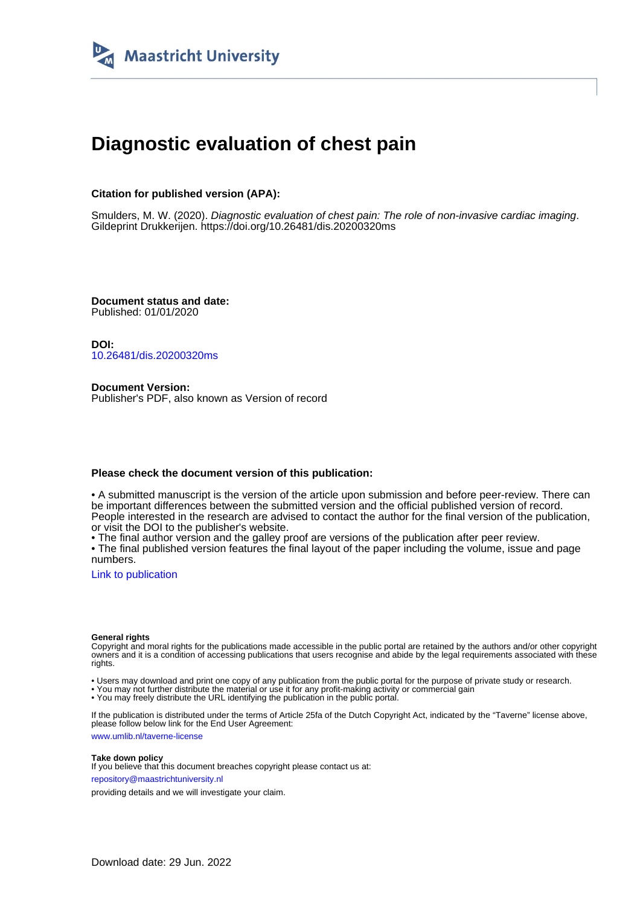Maastricht University

# Diagnostic evaluation of chest pain

**Citation for published version (APA):**

Smulders, M. W. (2020). *Diagnostic evaluation of chest pain: The role of non-invasive cardiac imaging*. Gildeprint Drukkerijen. https://doi.org/10.26481/dis.20200320ms

**Document status and date:**
Published: 01/01/2020

**DOI:**
10.26481/dis.20200320ms

**Document Version:**
Publisher's PDF, also known as Version of record

**Please check the document version of this publication:**

• A submitted manuscript is the version of the article upon submission and before peer-review. There can be important differences between the submitted version and the official published version of record. People interested in the research are advised to contact the author for the final version of the publication, or visit the DOI to the publisher's website.
• The final author version and the galley proof are versions of the publication after peer review.
• The final published version features the final layout of the paper including the volume, issue and page numbers.

Link to publication

**General rights**
Copyright and moral rights for the publications made accessible in the public portal are retained by the authors and/or other copyright owners and it is a condition of accessing publications that users recognise and abide by the legal requirements associated with these rights.

• Users may download and print one copy of any publication from the public portal for the purpose of private study or research.
• You may not further distribute the material or use it for any profit-making activity or commercial gain
• You may freely distribute the URL identifying the publication in the public portal.

If the publication is distributed under the terms of Article 25fa of the Dutch Copyright Act, indicated by the "Taverne" license above, please follow below link for the End User Agreement:

www.umlib.nl/taverne-license

**Take down policy**
If you believe that this document breaches copyright please contact us at:

repository@maastrichtuniversity.nl

providing details and we will investigate your claim.

Download date: 29 Jun. 2022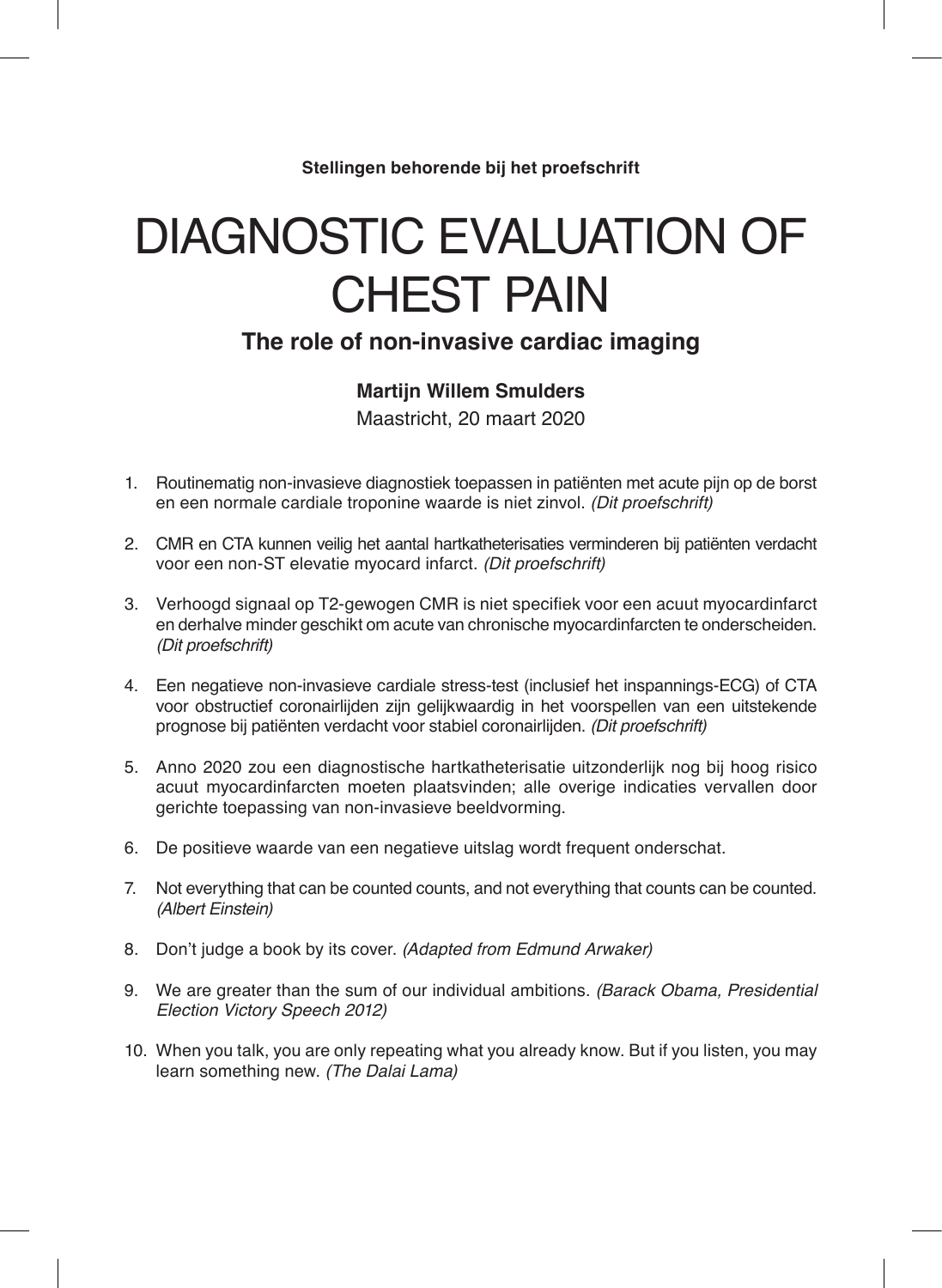**Stellingen behorende bij het proefschrift**

# DIAGNOSTIC EVALUATION OF CHEST PAIN

## The role of non-invasive cardiac imaging

**Martijn Willem Smulders**

Maastricht, 20 maart 2020

1. Routinematig non-invasieve diagnostiek toepassen in patiënten met acute pijn op de borst en een normale cardiale troponine waarde is niet zinvol. *(Dit proefschrift)*

2. CMR en CTA kunnen veilig het aantal hartkatheterisaties verminderen bij patiënten verdacht voor een non-ST elevatie myocard infarct. *(Dit proefschrift)*

3. Verhoogd signaal op T2-gewogen CMR is niet specifiek voor een acuut myocardinfarct en derhalve minder geschikt om acute van chronische myocardinfarcten te onderscheiden. *(Dit proefschrift)*

4. Een negatieve non-invasieve cardiale stress-test (inclusief het inspannings-ECG) of CTA voor obstructief coronairlijden zijn gelijkwaardig in het voorspellen van een uitstekende prognose bij patiënten verdacht voor stabiel coronairlijden. *(Dit proefschrift)*

5. Anno 2020 zou een diagnostische hartkatheterisatie uitzonderlijk nog bij hoog risico acuut myocardinfarcten moeten plaatsvinden; alle overige indicaties vervallen door gerichte toepassing van non-invasieve beeldvorming.

6. De positieve waarde van een negatieve uitslag wordt frequent onderschat.

7. Not everything that can be counted counts, and not everything that counts can be counted. *(Albert Einstein)*

8. Don't judge a book by its cover. *(Adapted from Edmund Arwaker)*

9. We are greater than the sum of our individual ambitions. *(Barack Obama, Presidential Election Victory Speech 2012)*

10. When you talk, you are only repeating what you already know. But if you listen, you may learn something new. *(The Dalai Lama)*